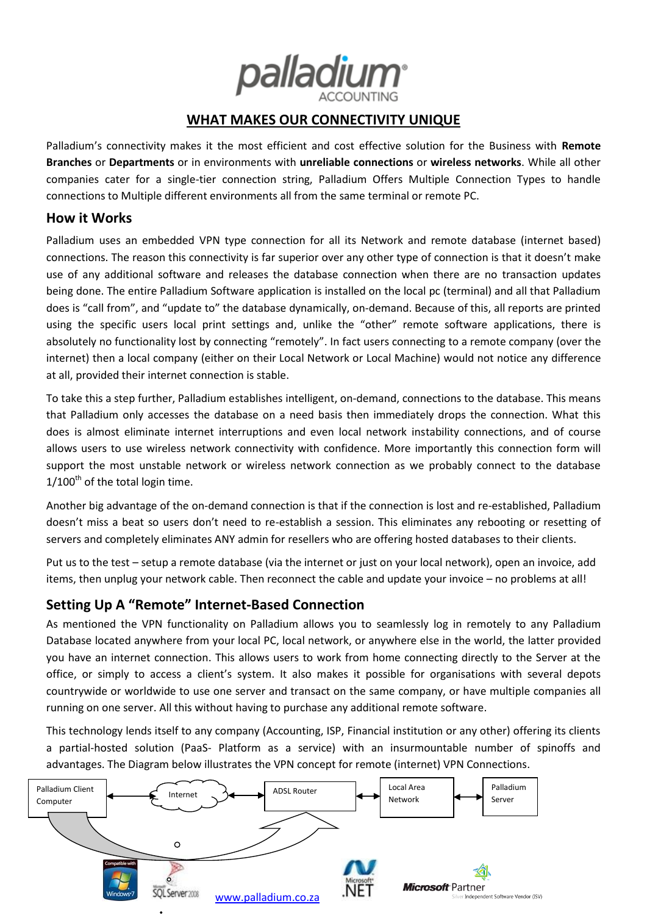# WHAT MAKES OUR CONNECTIVITY UNIQUE

Palladium's connectivity makes it the most efficient and cost effective solution for the Business with **Remote Branches** or **Departments** or in environments with **unreliable connections** or **wireless networks**. While all other companies cater for a single-tier connection string, Palladium Offers Multiple Connection Types to handle connections to Multiple different environments all from the same terminal or remote PC.

## How it Works

Palladium uses an embedded VPN type connection for all its Network and remote database (internet based) connections. The reason this connectivity is far superior over any other type of connection is that it doesn't make use of any additional software and releases the database connection when there are no transaction updates being done. The entire Palladium Software application is installed on the local pc (terminal) and all that Palladium does is "call from", and "update to" the database dynamically, on-demand. Because of this, all reports are printed using the specific users local print settings and, unlike the "other" remote software applications, there is absolutely no functionality lost by connecting "remotely". In fact users connecting to a remote company (over the internet) then a local company (either on their Local Network or Local Machine) would not notice any difference at all, provided their internet connection is stable.

To take this a step further, Palladium establishes intelligent, on-demand, connections to the database. This means that Palladium only accesses the database on a need basis then immediately drops the connection. What this does is almost eliminate internet interruptions and even local network instability connections, and of course allows users to use wireless network connectivity with confidence. More importantly this connection form will support the most unstable network or wireless network connection as we probably connect to the database 1/100th of the total login time.

Another big advantage of the on-demand connection is that if the connection is lost and re-established, Palladium doesn't miss a beat so users don't need to re-establish a session. This eliminates any rebooting or resetting of servers and completely eliminates ANY admin for resellers who are offering hosted databases to their clients.

Put us to the test – setup a remote database (via the internet or just on your local network), open an invoice, add items, then unplug your network cable. Then reconnect the cable and update your invoice – no problems at all!

## Setting Up A "Remote" Internet-Based Connection

As mentioned the VPN functionality on Palladium allows you to seamlessly log in remotely to any Palladium Database located anywhere from your local PC, local network, or anywhere else in the world, the latter provided you have an internet connection. This allows users to work from home connecting directly to the Server at the office, or simply to access a client's system. It also makes it possible for organisations with several depots countrywide or worldwide to use one server and transact on the same company, or have multiple companies all running on one server. All this without having to purchase any additional remote software.

This technology lends itself to any company (Accounting, ISP, Financial institution or any other) offering its clients a partial-hosted solution (PaaS- Platform as a service) with an insurmountable number of spinoffs and advantages. The Diagram below illustrates the VPN concept for remote (internet) VPN Connections.

Palladium Client Computer ↔ Internet ↔ ADSL Router ↔ Local Area Network ↔ Palladium Server

www.palladium.co.za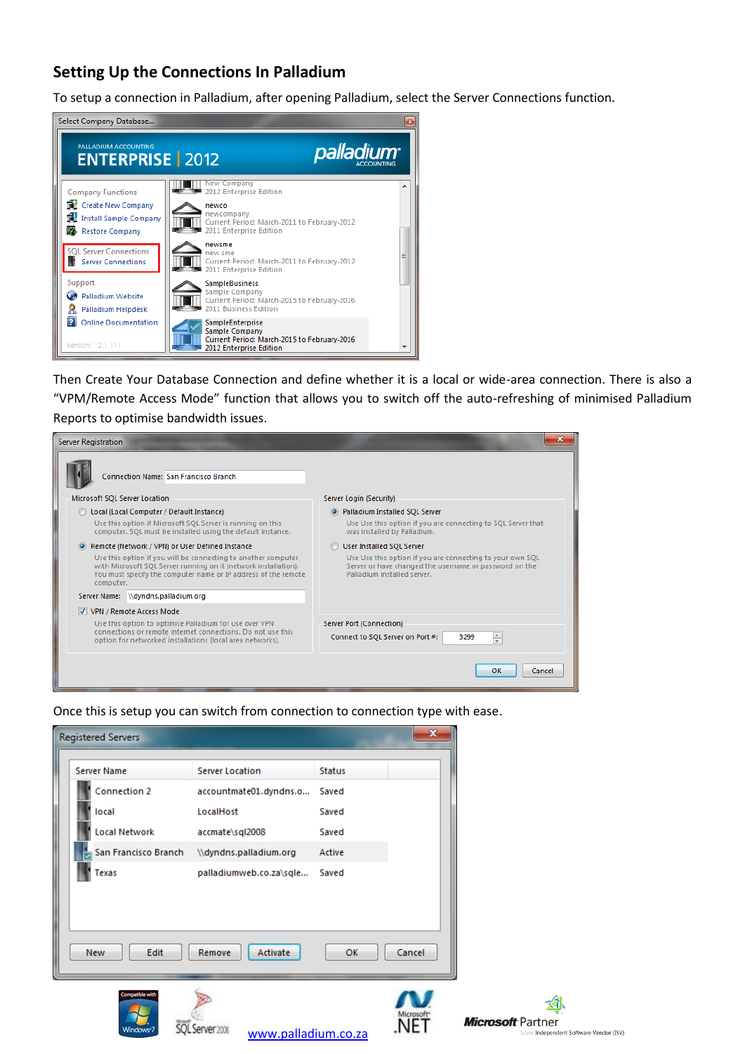## Setting Up the Connections In Palladium

To setup a connection in Palladium, after opening Palladium, select the Server Connections function.

Then Create Your Database Connection and define whether it is a local or wide-area connection. There is also a "VPM/Remote Access Mode" function that allows you to switch off the auto-refreshing of minimised Palladium Reports to optimise bandwidth issues.

Once this is setup you can switch from connection to connection type with ease.

www.palladium.co.za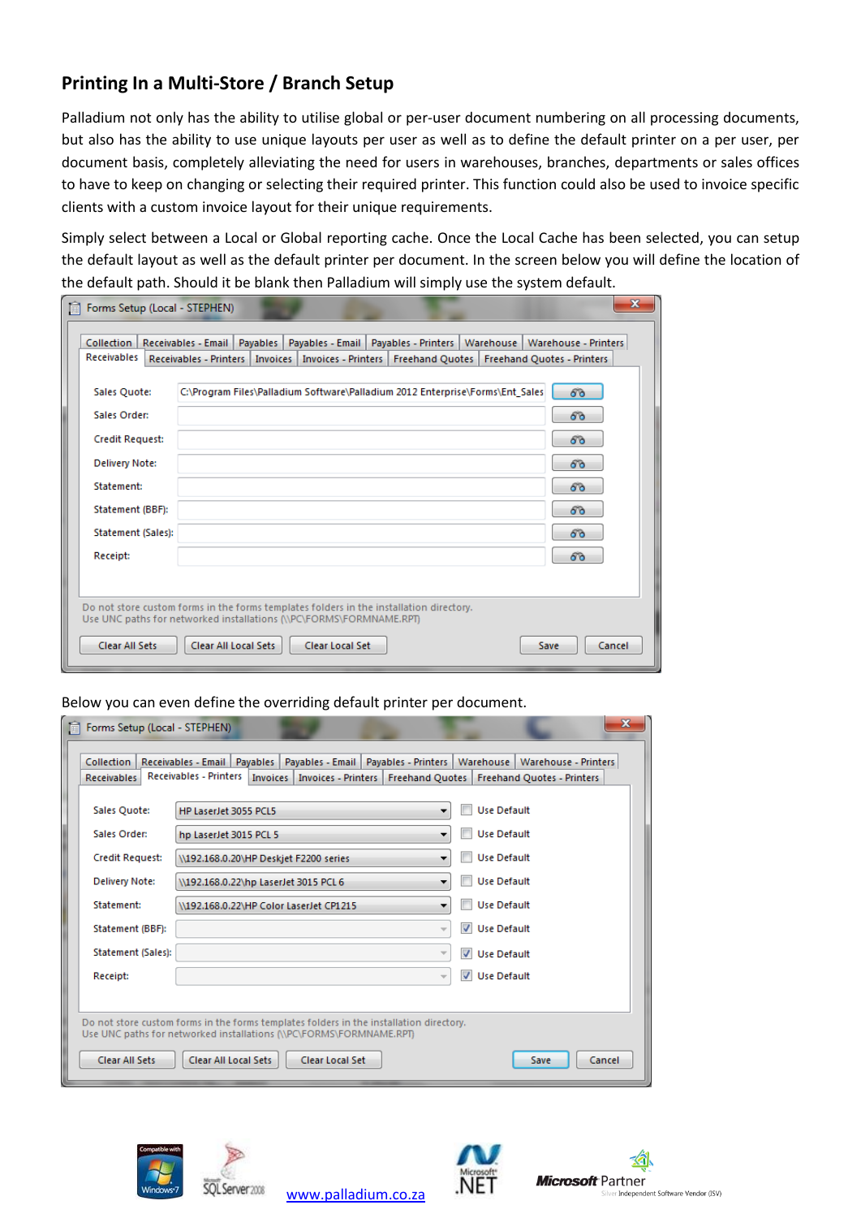## Printing In a Multi-Store / Branch Setup

Palladium not only has the ability to utilise global or per-user document numbering on all processing documents, but also has the ability to use unique layouts per user as well as to define the default printer on a per user, per document basis, completely alleviating the need for users in warehouses, branches, departments or sales offices to have to keep on changing or selecting their required printer. This function could also be used to invoice specific clients with a custom invoice layout for their unique requirements.

Simply select between a Local or Global reporting cache. Once the Local Cache has been selected, you can setup the default layout as well as the default printer per document. In the screen below you will define the location of the default path. Should it be blank then Palladium will simply use the system default.

Below you can even define the overriding default printer per document.

www.palladium.co.za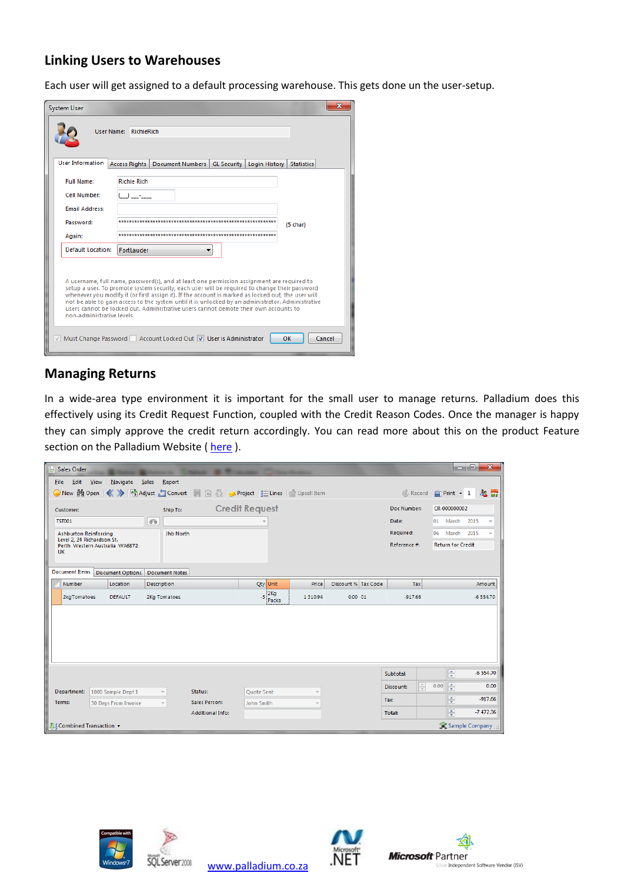## Linking Users to Warehouses

Each user will get assigned to a default processing warehouse. This gets done un the user-setup.

## Managing Returns

In a wide-area type environment it is important for the small user to manage returns. Palladium does this effectively using its Credit Request Function, coupled with the Credit Reason Codes. Once the manager is happy they can simply approve the credit return accordingly. You can read more about this on the product Feature section on the Palladium Website ( here ).

www.palladium.co.za